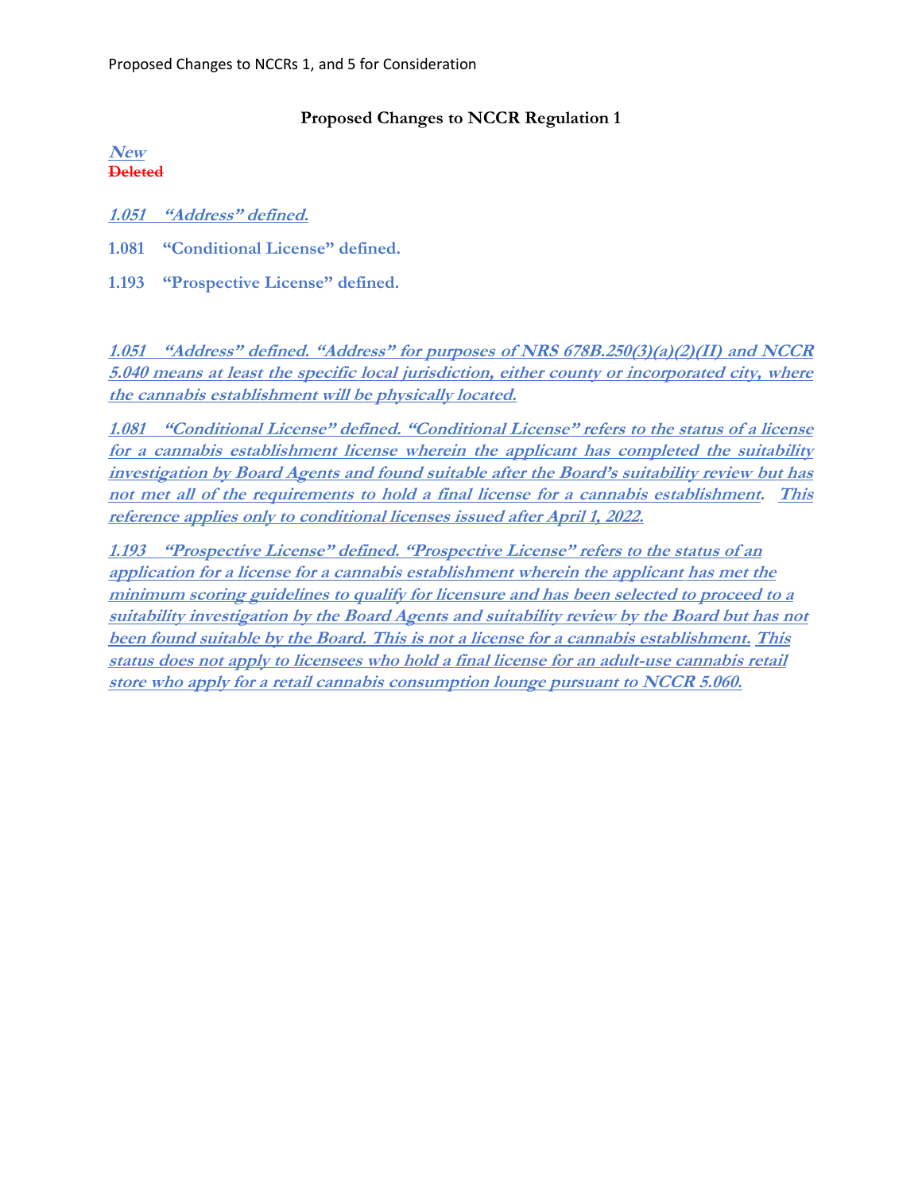Proposed Changes to NCCRs 1, and 5 for Consideration

## Proposed Changes to NCCR Regulation 1

***New***
~~**Deleted**~~

***1.051 "Address" defined.***

**1.081 "Conditional License" defined.**

**1.193 "Prospective License" defined.**

***1.051 "Address" defined. "Address" for purposes of NRS 678B.250(3)(a)(2)(II) and NCCR 5.040 means at least the specific local jurisdiction, either county or incorporated city, where the cannabis establishment will be physically located.***

***1.081 "Conditional License" defined. "Conditional License" refers to the status of a license for a cannabis establishment license wherein the applicant has completed the suitability investigation by Board Agents and found suitable after the Board's suitability review but has not met all of the requirements to hold a final license for a cannabis establishment. This reference applies only to conditional licenses issued after April 1, 2022.***

***1.193 "Prospective License" defined. "Prospective License" refers to the status of an application for a license for a cannabis establishment wherein the applicant has met the minimum scoring guidelines to qualify for licensure and has been selected to proceed to a suitability investigation by the Board Agents and suitability review by the Board but has not been found suitable by the Board. This is not a license for a cannabis establishment. This status does not apply to licensees who hold a final license for an adult-use cannabis retail store who apply for a retail cannabis consumption lounge pursuant to NCCR 5.060.***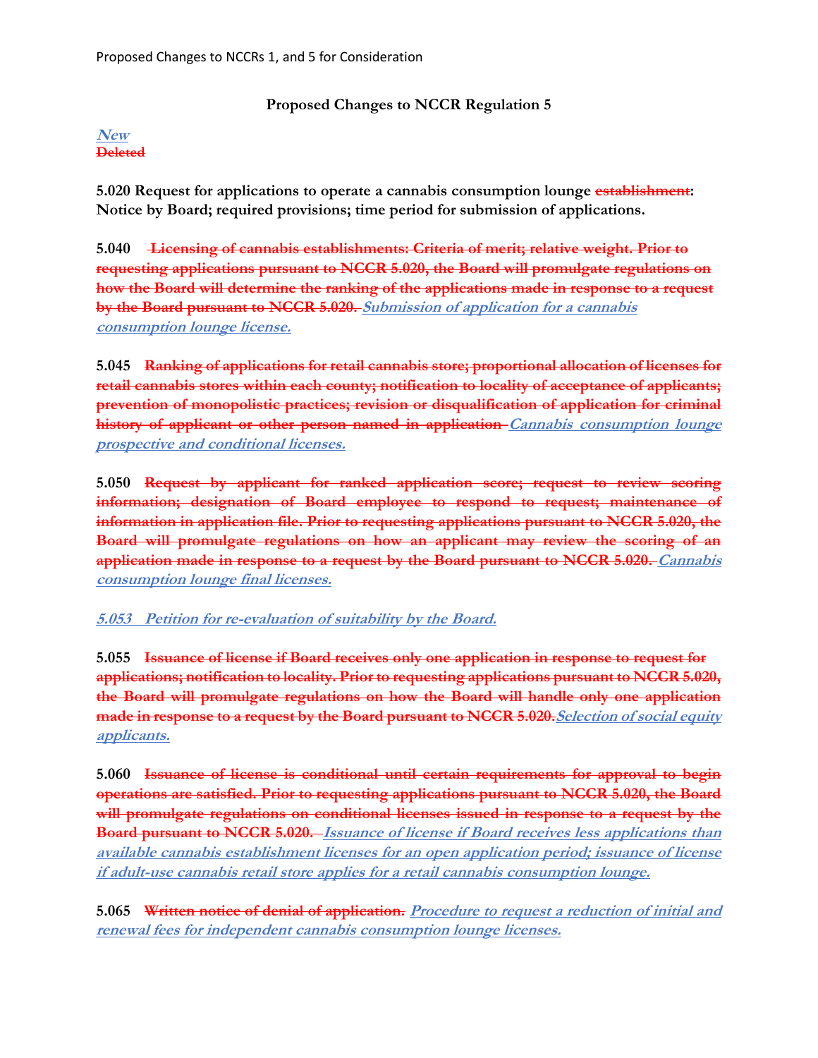## Proposed Changes to NCCR Regulation 5

***New***
~~**Deleted**~~

**5.020 Request for applications to operate a cannabis consumption lounge ~~establishment~~: Notice by Board; required provisions; time period for submission of applications.**

**5.040** ~~**Licensing of cannabis establishments: Criteria of merit; relative weight. Prior to requesting applications pursuant to NCCR 5.020, the Board will promulgate regulations on how the Board will determine the ranking of the applications made in response to a request by the Board pursuant to NCCR 5.020.**~~ ***Submission of application for a cannabis consumption lounge license.***

**5.045** ~~**Ranking of applications for retail cannabis store; proportional allocation of licenses for retail cannabis stores within each county; notification to locality of acceptance of applicants; prevention of monopolistic practices; revision or disqualification of application for criminal history of applicant or other person named in application**~~ ***Cannabis consumption lounge prospective and conditional licenses.***

**5.050** ~~**Request by applicant for ranked application score; request to review scoring information; designation of Board employee to respond to request; maintenance of information in application file. Prior to requesting applications pursuant to NCCR 5.020, the Board will promulgate regulations on how an applicant may review the scoring of an application made in response to a request by the Board pursuant to NCCR 5.020.**~~ ***Cannabis consumption lounge final licenses.***

***5.053 Petition for re-evaluation of suitability by the Board.***

**5.055** ~~**Issuance of license if Board receives only one application in response to request for applications; notification to locality. Prior to requesting applications pursuant to NCCR 5.020, the Board will promulgate regulations on how the Board will handle only one application made in response to a request by the Board pursuant to NCCR 5.020.**~~ ***Selection of social equity applicants.***

**5.060** ~~**Issuance of license is conditional until certain requirements for approval to begin operations are satisfied. Prior to requesting applications pursuant to NCCR 5.020, the Board will promulgate regulations on conditional licenses issued in response to a request by the Board pursuant to NCCR 5.020.**~~ ***Issuance of license if Board receives less applications than available cannabis establishment licenses for an open application period; issuance of license if adult-use cannabis retail store applies for a retail cannabis consumption lounge.***

**5.065** ~~**Written notice of denial of application.**~~ ***Procedure to request a reduction of initial and renewal fees for independent cannabis consumption lounge licenses.***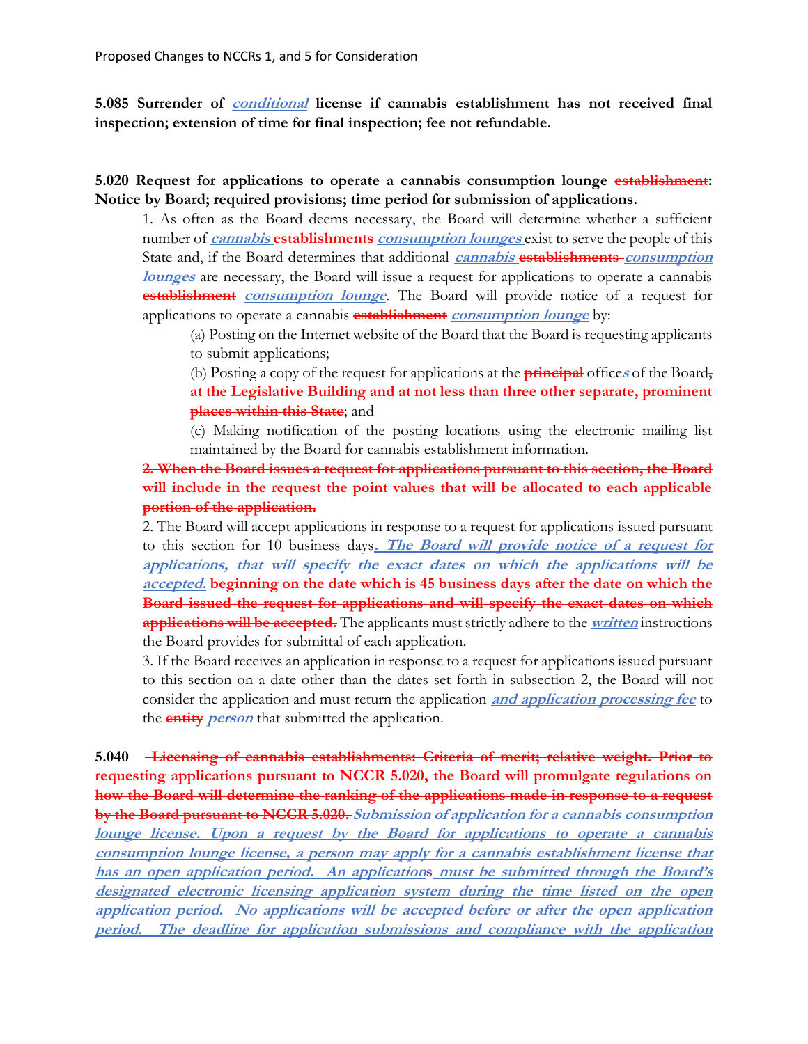**5.085 Surrender of** ***conditional*** **license if cannabis establishment has not received final inspection; extension of time for final inspection; fee not refundable.**

**5.020 Request for applications to operate a cannabis consumption lounge** ~~**establishment**~~**: Notice by Board; required provisions; time period for submission of applications.**

1. As often as the Board deems necessary, the Board will determine whether a sufficient number of ***cannabis*** ~~**establishments**~~ ***consumption lounges*** exist to serve the people of this State and, if the Board determines that additional ***cannabis*** ~~**establishments**~~ ***consumption lounges*** are necessary, the Board will issue a request for applications to operate a cannabis ~~**establishment**~~ ***consumption lounge***. The Board will provide notice of a request for applications to operate a cannabis ~~**establishment**~~ ***consumption lounge*** by:

   (a) Posting on the Internet website of the Board that the Board is requesting applicants to submit applications;

   (b) Posting a copy of the request for applications at the ~~**principal**~~ office***s*** of the Board~~,~~ ~~**at the Legislative Building and at not less than three other separate, prominent places within this State**~~; and

   (c) Making notification of the posting locations using the electronic mailing list maintained by the Board for cannabis establishment information.

~~**2. When the Board issues a request for applications pursuant to this section, the Board will include in the request the point values that will be allocated to each applicable portion of the application.**~~

2. The Board will accept applications in response to a request for applications issued pursuant to this section for 10 business days***. The Board will provide notice of a request for applications, that will specify the exact dates on which the applications will be accepted.*** ~~**beginning on the date which is 45 business days after the date on which the Board issued the request for applications and will specify the exact dates on which applications will be accepted.**~~ The applicants must strictly adhere to the ***written*** instructions the Board provides for submittal of each application.

3. If the Board receives an application in response to a request for applications issued pursuant to this section on a date other than the dates set forth in subsection 2, the Board will not consider the application and must return the application ***and application processing fee*** to the ~~**entity**~~ ***person*** that submitted the application.

**5.040** ~~**Licensing of cannabis establishments: Criteria of merit; relative weight. Prior to requesting applications pursuant to NCCR 5.020, the Board will promulgate regulations on how the Board will determine the ranking of the applications made in response to a request by the Board pursuant to NCCR 5.020.**~~ ***Submission of application for a cannabis consumption lounge license. Upon a request by the Board for applications to operate a cannabis consumption lounge license, a person may apply for a cannabis establishment license that has an open application period. An application~~s~~ must be submitted through the Board's designated electronic licensing application system during the time listed on the open application period. No applications will be accepted before or after the open application period. The deadline for application submissions and compliance with the application***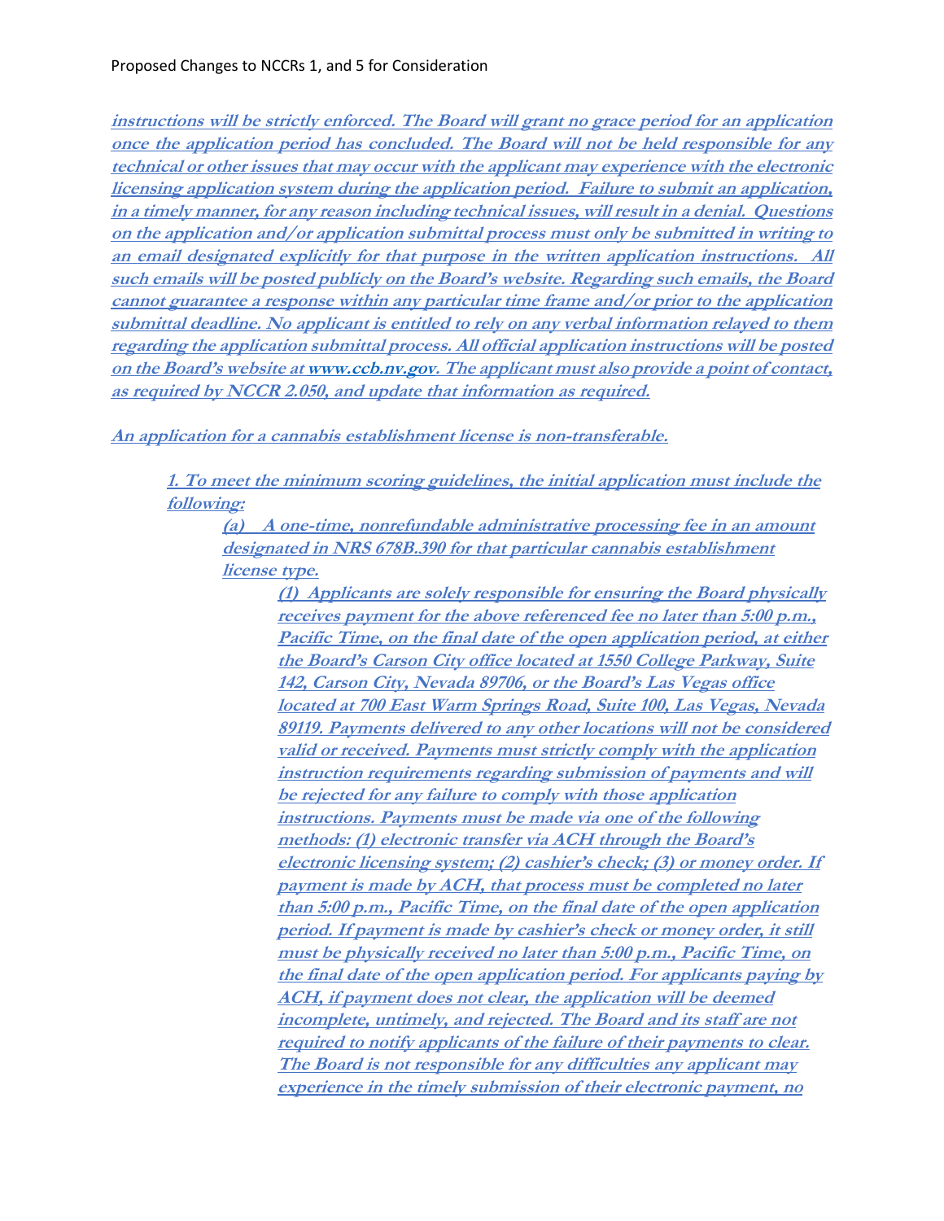***instructions will be strictly enforced. The Board will grant no grace period for an application once the application period has concluded. The Board will not be held responsible for any technical or other issues that may occur with the applicant may experience with the electronic licensing application system during the application period. Failure to submit an application, in a timely manner, for any reason including technical issues, will result in a denial. Questions on the application and/or application submittal process must only be submitted in writing to an email designated explicitly for that purpose in the written application instructions. All such emails will be posted publicly on the Board's website. Regarding such emails, the Board cannot guarantee a response within any particular time frame and/or prior to the application submittal deadline. No applicant is entitled to rely on any verbal information relayed to them regarding the application submittal process. All official application instructions will be posted on the Board's website at www.ccb.nv.gov. The applicant must also provide a point of contact, as required by NCCR 2.050, and update that information as required.***

***An application for a cannabis establishment license is non-transferable.***

> ***1. To meet the minimum scoring guidelines, the initial application must include the following:***
>
> > ***(a) A one-time, nonrefundable administrative processing fee in an amount designated in NRS 678B.390 for that particular cannabis establishment license type.***
> >
> > > ***(1) Applicants are solely responsible for ensuring the Board physically receives payment for the above referenced fee no later than 5:00 p.m., Pacific Time, on the final date of the open application period, at either the Board's Carson City office located at 1550 College Parkway, Suite 142, Carson City, Nevada 89706, or the Board's Las Vegas office located at 700 East Warm Springs Road, Suite 100, Las Vegas, Nevada 89119. Payments delivered to any other locations will not be considered valid or received. Payments must strictly comply with the application instruction requirements regarding submission of payments and will be rejected for any failure to comply with those application instructions. Payments must be made via one of the following methods: (1) electronic transfer via ACH through the Board's electronic licensing system; (2) cashier's check; (3) or money order. If payment is made by ACH, that process must be completed no later than 5:00 p.m., Pacific Time, on the final date of the open application period. If payment is made by cashier's check or money order, it still must be physically received no later than 5:00 p.m., Pacific Time, on the final date of the open application period. For applicants paying by ACH, if payment does not clear, the application will be deemed incomplete, untimely, and rejected. The Board and its staff are not required to notify applicants of the failure of their payments to clear. The Board is not responsible for any difficulties any applicant may experience in the timely submission of their electronic payment, no***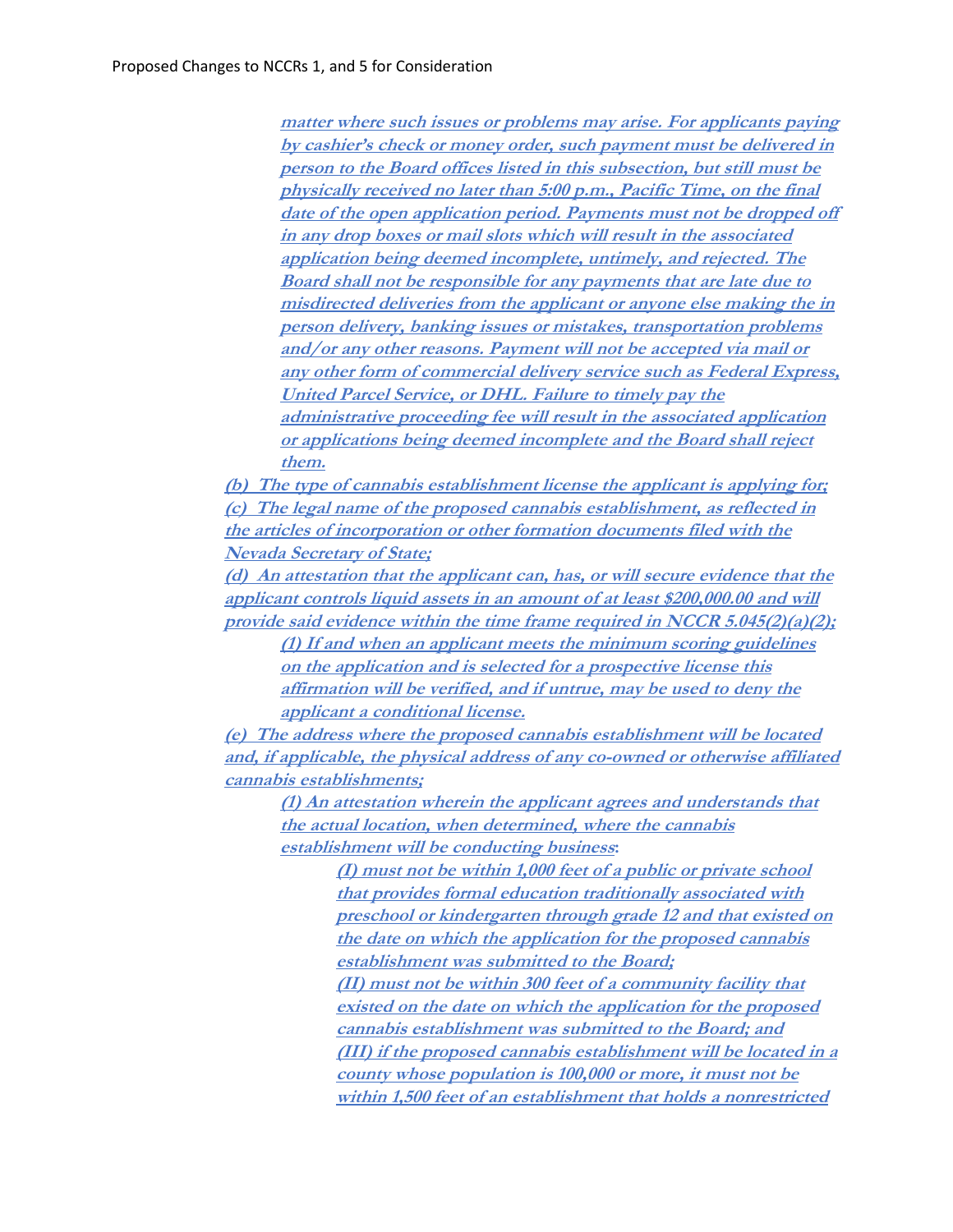***matter where such issues or problems may arise. For applicants paying by cashier's check or money order, such payment must be delivered in person to the Board offices listed in this subsection, but still must be physically received no later than 5:00 p.m., Pacific Time, on the final date of the open application period. Payments must not be dropped off in any drop boxes or mail slots which will result in the associated application being deemed incomplete, untimely, and rejected. The Board shall not be responsible for any payments that are late due to misdirected deliveries from the applicant or anyone else making the in person delivery, banking issues or mistakes, transportation problems and/or any other reasons. Payment will not be accepted via mail or any other form of commercial delivery service such as Federal Express, United Parcel Service, or DHL. Failure to timely pay the administrative proceeding fee will result in the associated application or applications being deemed incomplete and the Board shall reject them.***

***(b) The type of cannabis establishment license the applicant is applying for;***

***(c) The legal name of the proposed cannabis establishment, as reflected in the articles of incorporation or other formation documents filed with the Nevada Secretary of State;***

***(d) An attestation that the applicant can, has, or will secure evidence that the applicant controls liquid assets in an amount of at least $200,000.00 and will provide said evidence within the time frame required in NCCR 5.045(2)(a)(2);***

> ***(1) If and when an applicant meets the minimum scoring guidelines on the application and is selected for a prospective license this affirmation will be verified, and if untrue, may be used to deny the applicant a conditional license.***

***(e) The address where the proposed cannabis establishment will be located and, if applicable, the physical address of any co-owned or otherwise affiliated cannabis establishments;***

> ***(1) An attestation wherein the applicant agrees and understands that the actual location, when determined, where the cannabis establishment will be conducting business:***
>
> > ***(I) must not be within 1,000 feet of a public or private school that provides formal education traditionally associated with preschool or kindergarten through grade 12 and that existed on the date on which the application for the proposed cannabis establishment was submitted to the Board;***
> >
> > ***(II) must not be within 300 feet of a community facility that existed on the date on which the application for the proposed cannabis establishment was submitted to the Board; and***
> >
> > ***(III) if the proposed cannabis establishment will be located in a county whose population is 100,000 or more, it must not be within 1,500 feet of an establishment that holds a nonrestricted***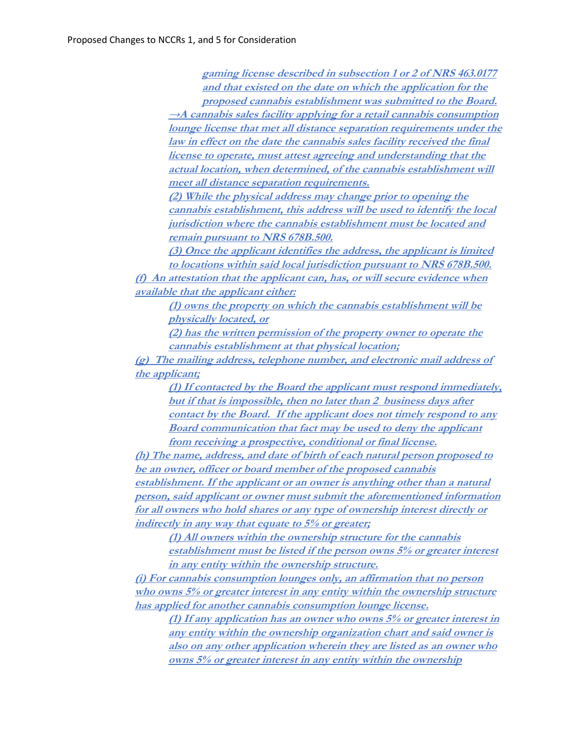***gaming license described in subsection 1 or 2 of NRS 463.0177 and that existed on the date on which the application for the proposed cannabis establishment was submitted to the Board.***

***→A cannabis sales facility applying for a retail cannabis consumption lounge license that met all distance separation requirements under the law in effect on the date the cannabis sales facility received the final license to operate, must attest agreeing and understanding that the actual location, when determined, of the cannabis establishment will meet all distance separation requirements.***

***(2) While the physical address may change prior to opening the cannabis establishment, this address will be used to identify the local jurisdiction where the cannabis establishment must be located and remain pursuant to NRS 678B.500.***

***(3) Once the applicant identifies the address, the applicant is limited to locations within said local jurisdiction pursuant to NRS 678B.500.***

***(f) An attestation that the applicant can, has, or will secure evidence when available that the applicant either:***

***(1) owns the property on which the cannabis establishment will be physically located, or***

***(2) has the written permission of the property owner to operate the cannabis establishment at that physical location;***

***(g) The mailing address, telephone number, and electronic mail address of the applicant;***

***(1) If contacted by the Board the applicant must respond immediately, but if that is impossible, then no later than 2 business days after contact by the Board. If the applicant does not timely respond to any Board communication that fact may be used to deny the applicant from receiving a prospective, conditional or final license.***

***(h) The name, address, and date of birth of each natural person proposed to be an owner, officer or board member of the proposed cannabis establishment. If the applicant or an owner is anything other than a natural person, said applicant or owner must submit the aforementioned information for all owners who hold shares or any type of ownership interest directly or indirectly in any way that equate to 5% or greater;***

***(1) All owners within the ownership structure for the cannabis establishment must be listed if the person owns 5% or greater interest in any entity within the ownership structure.***

***(i) For cannabis consumption lounges only, an affirmation that no person who owns 5% or greater interest in any entity within the ownership structure has applied for another cannabis consumption lounge license.***

***(1) If any application has an owner who owns 5% or greater interest in any entity within the ownership organization chart and said owner is also on any other application wherein they are listed as an owner who owns 5% or greater interest in any entity within the ownership***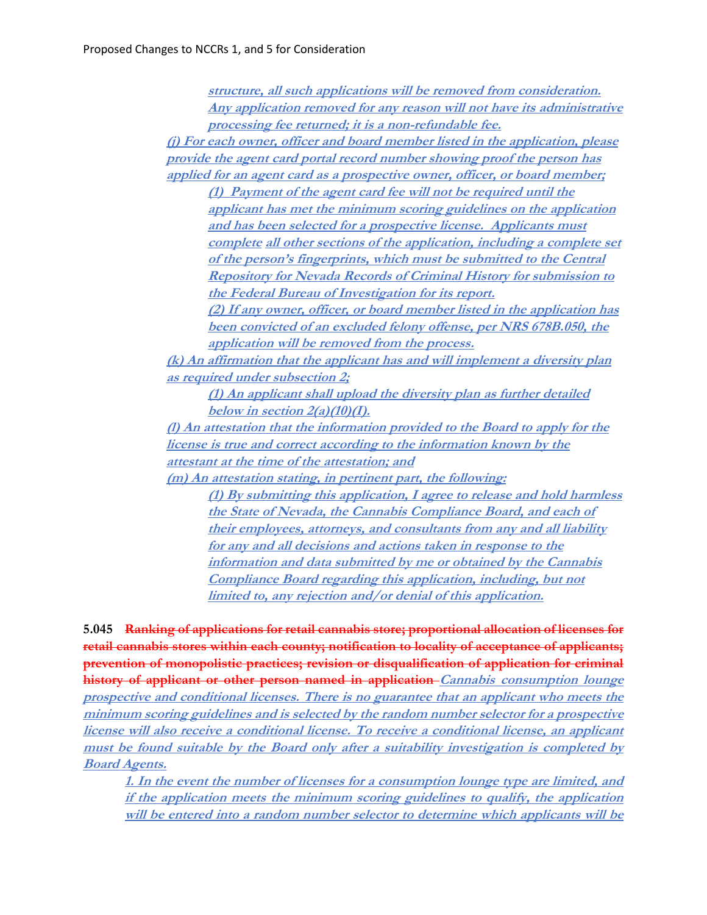***structure, all such applications will be removed from consideration. Any application removed for any reason will not have its administrative processing fee returned; it is a non-refundable fee.***

***(j) For each owner, officer and board member listed in the application, please provide the agent card portal record number showing proof the person has applied for an agent card as a prospective owner, officer, or board member;***

> ***(1) Payment of the agent card fee will not be required until the applicant has met the minimum scoring guidelines on the application and has been selected for a prospective license. Applicants must complete all other sections of the application, including a complete set of the person's fingerprints, which must be submitted to the Central Repository for Nevada Records of Criminal History for submission to the Federal Bureau of Investigation for its report.***
>
> ***(2) If any owner, officer, or board member listed in the application has been convicted of an excluded felony offense, per NRS 678B.050, the application will be removed from the process.***

***(k) An affirmation that the applicant has and will implement a diversity plan as required under subsection 2;***

> ***(1) An applicant shall upload the diversity plan as further detailed below in section 2(a)(10)(I).***

***(l) An attestation that the information provided to the Board to apply for the license is true and correct according to the information known by the attestant at the time of the attestation; and***

***(m) An attestation stating, in pertinent part, the following:***

> ***(1) By submitting this application, I agree to release and hold harmless the State of Nevada, the Cannabis Compliance Board, and each of their employees, attorneys, and consultants from any and all liability for any and all decisions and actions taken in response to the information and data submitted by me or obtained by the Cannabis Compliance Board regarding this application, including, but not limited to, any rejection and/or denial of this application.***

**5.045** ~~**Ranking of applications for retail cannabis store; proportional allocation of licenses for retail cannabis stores within each county; notification to locality of acceptance of applicants; prevention of monopolistic practices; revision or disqualification of application for criminal history of applicant or other person named in application**~~ ***Cannabis consumption lounge prospective and conditional licenses. There is no guarantee that an applicant who meets the minimum scoring guidelines and is selected by the random number selector for a prospective license will also receive a conditional license. To receive a conditional license, an applicant must be found suitable by the Board only after a suitability investigation is completed by Board Agents.***

> ***1. In the event the number of licenses for a consumption lounge type are limited, and if the application meets the minimum scoring guidelines to qualify, the application will be entered into a random number selector to determine which applicants will be***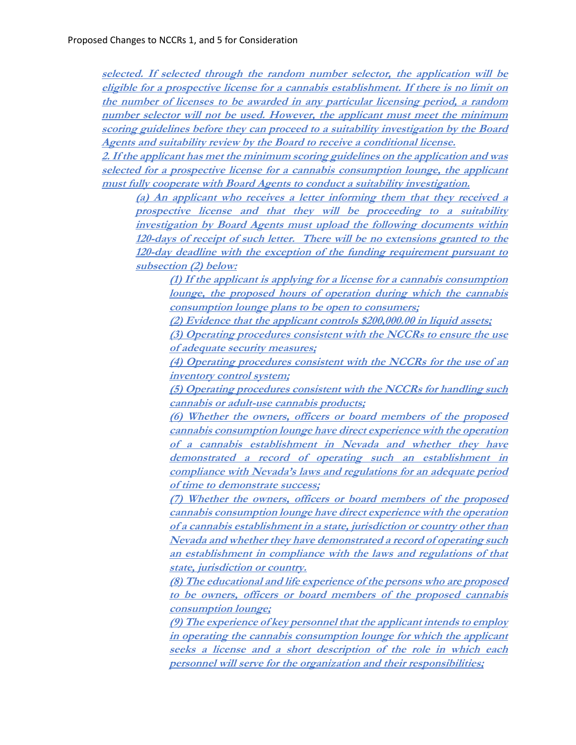***selected. If selected through the random number selector, the application will be eligible for a prospective license for a cannabis establishment. If there is no limit on the number of licenses to be awarded in any particular licensing period, a random number selector will not be used. However, the applicant must meet the minimum scoring guidelines before they can proceed to a suitability investigation by the Board Agents and suitability review by the Board to receive a conditional license.***

***2. If the applicant has met the minimum scoring guidelines on the application and was selected for a prospective license for a cannabis consumption lounge, the applicant must fully cooperate with Board Agents to conduct a suitability investigation.***

> ***(a) An applicant who receives a letter informing them that they received a prospective license and that they will be proceeding to a suitability investigation by Board Agents must upload the following documents within 120-days of receipt of such letter. There will be no extensions granted to the 120-day deadline with the exception of the funding requirement pursuant to subsection (2) below:***
>
> > ***(1) If the applicant is applying for a license for a cannabis consumption lounge, the proposed hours of operation during which the cannabis consumption lounge plans to be open to consumers;***
> >
> > ***(2) Evidence that the applicant controls $200,000.00 in liquid assets;***
> >
> > ***(3) Operating procedures consistent with the NCCRs to ensure the use of adequate security measures;***
> >
> > ***(4) Operating procedures consistent with the NCCRs for the use of an inventory control system;***
> >
> > ***(5) Operating procedures consistent with the NCCRs for handling such cannabis or adult-use cannabis products;***
> >
> > ***(6) Whether the owners, officers or board members of the proposed cannabis consumption lounge have direct experience with the operation of a cannabis establishment in Nevada and whether they have demonstrated a record of operating such an establishment in compliance with Nevada's laws and regulations for an adequate period of time to demonstrate success;***
> >
> > ***(7) Whether the owners, officers or board members of the proposed cannabis consumption lounge have direct experience with the operation of a cannabis establishment in a state, jurisdiction or country other than Nevada and whether they have demonstrated a record of operating such an establishment in compliance with the laws and regulations of that state, jurisdiction or country.***
> >
> > ***(8) The educational and life experience of the persons who are proposed to be owners, officers or board members of the proposed cannabis consumption lounge;***
> >
> > ***(9) The experience of key personnel that the applicant intends to employ in operating the cannabis consumption lounge for which the applicant seeks a license and a short description of the role in which each personnel will serve for the organization and their responsibilities;***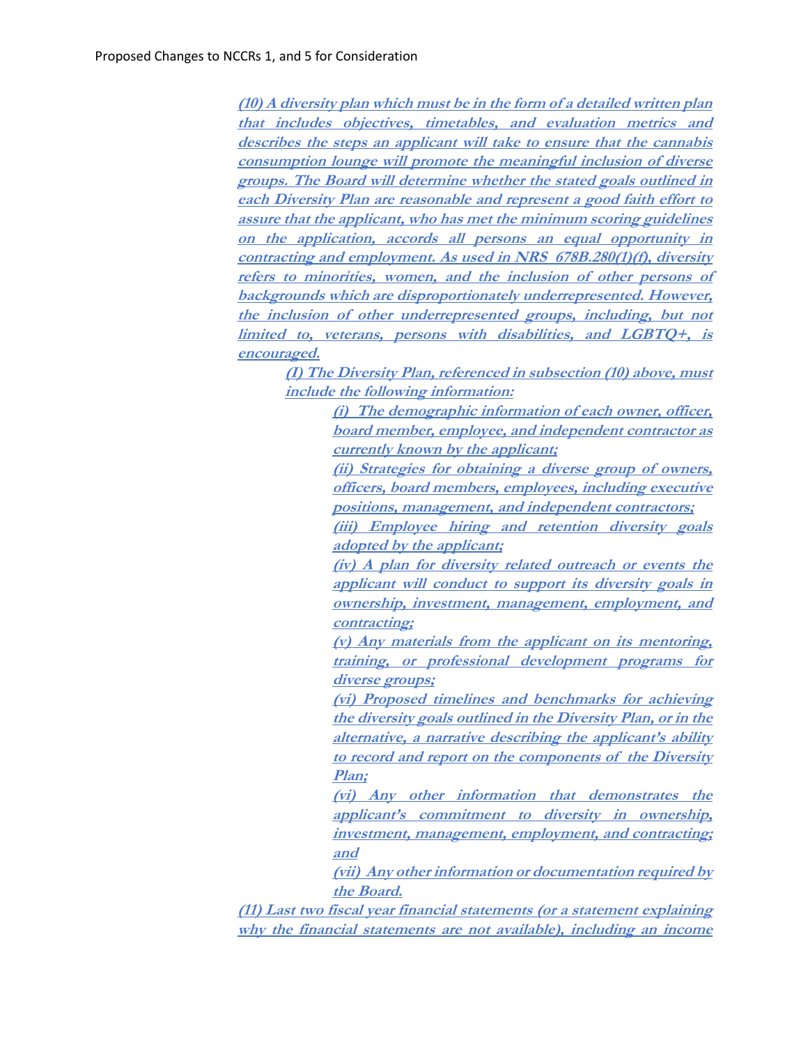***(10) A diversity plan which must be in the form of a detailed written plan that includes objectives, timetables, and evaluation metrics and describes the steps an applicant will take to ensure that the cannabis consumption lounge will promote the meaningful inclusion of diverse groups. The Board will determine whether the stated goals outlined in each Diversity Plan are reasonable and represent a good faith effort to assure that the applicant, who has met the minimum scoring guidelines on the application, accords all persons an equal opportunity in contracting and employment. As used in NRS 678B.280(1)(f), diversity refers to minorities, women, and the inclusion of other persons of backgrounds which are disproportionately underrepresented. However, the inclusion of other underrepresented groups, including, but not limited to, veterans, persons with disabilities, and LGBTQ+, is encouraged.***

> ***(I) The Diversity Plan, referenced in subsection (10) above, must include the following information:***
>
> > ***(i) The demographic information of each owner, officer, board member, employee, and independent contractor as currently known by the applicant;***
> >
> > ***(ii) Strategies for obtaining a diverse group of owners, officers, board members, employees, including executive positions, management, and independent contractors;***
> >
> > ***(iii) Employee hiring and retention diversity goals adopted by the applicant;***
> >
> > ***(iv) A plan for diversity related outreach or events the applicant will conduct to support its diversity goals in ownership, investment, management, employment, and contracting;***
> >
> > ***(v) Any materials from the applicant on its mentoring, training, or professional development programs for diverse groups;***
> >
> > ***(vi) Proposed timelines and benchmarks for achieving the diversity goals outlined in the Diversity Plan, or in the alternative, a narrative describing the applicant's ability to record and report on the components of the Diversity Plan;***
> >
> > ***(vi) Any other information that demonstrates the applicant's commitment to diversity in ownership, investment, management, employment, and contracting; and***
> >
> > ***(vii) Any other information or documentation required by the Board.***

***(11) Last two fiscal year financial statements (or a statement explaining why the financial statements are not available), including an income***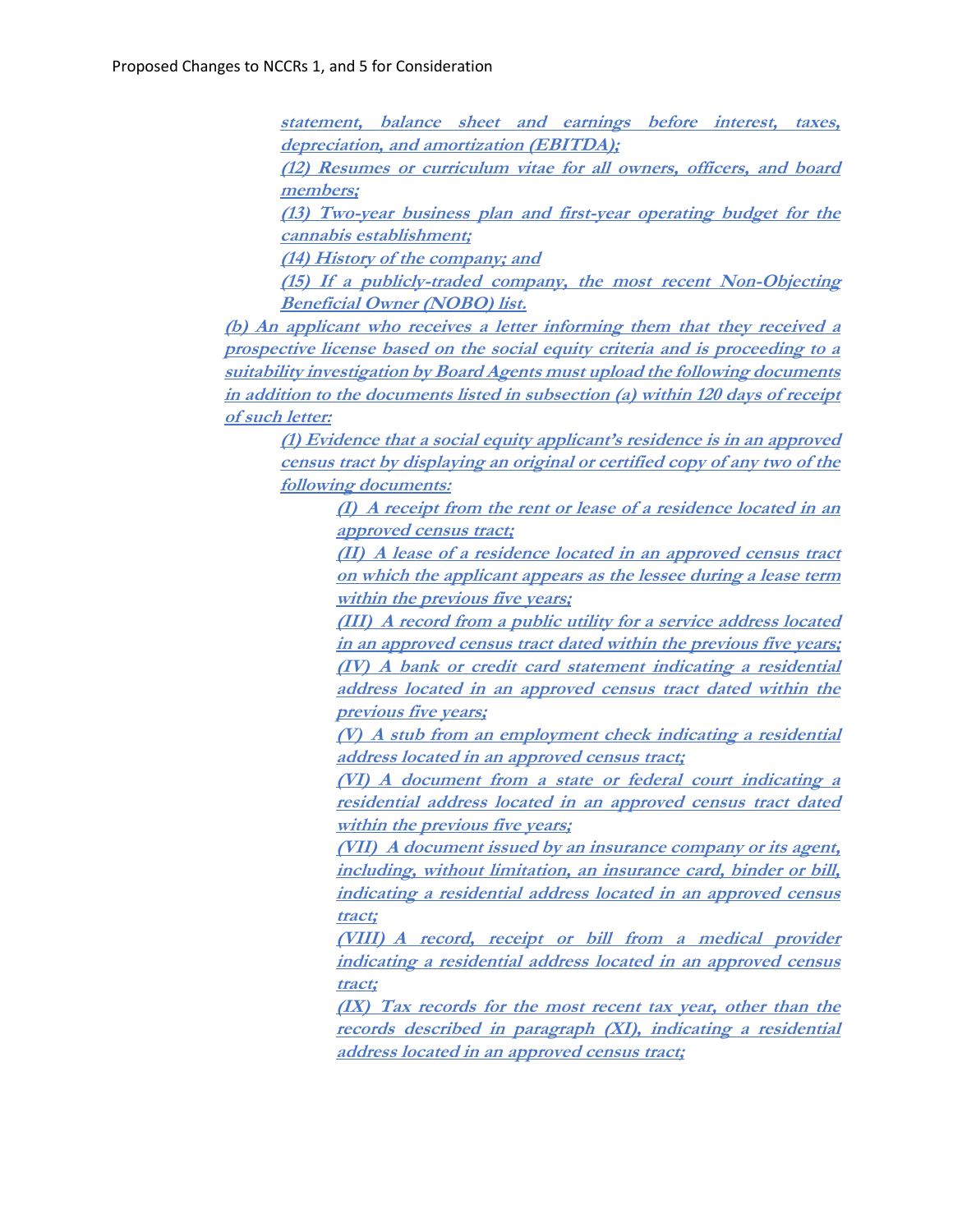***statement, balance sheet and earnings before interest, taxes, depreciation, and amortization (EBITDA);***

***(12) Resumes or curriculum vitae for all owners, officers, and board members;***

***(13) Two-year business plan and first-year operating budget for the cannabis establishment;***

***(14) History of the company; and***

***(15) If a publicly-traded company, the most recent Non-Objecting Beneficial Owner (NOBO) list.***

***(b) An applicant who receives a letter informing them that they received a prospective license based on the social equity criteria and is proceeding to a suitability investigation by Board Agents must upload the following documents in addition to the documents listed in subsection (a) within 120 days of receipt of such letter:***

***(1) Evidence that a social equity applicant's residence is in an approved census tract by displaying an original or certified copy of any two of the following documents:***

***(I) A receipt from the rent or lease of a residence located in an approved census tract;***

***(II) A lease of a residence located in an approved census tract on which the applicant appears as the lessee during a lease term within the previous five years;***

***(III) A record from a public utility for a service address located in an approved census tract dated within the previous five years;***

***(IV) A bank or credit card statement indicating a residential address located in an approved census tract dated within the previous five years;***

***(V) A stub from an employment check indicating a residential address located in an approved census tract;***

***(VI) A document from a state or federal court indicating a residential address located in an approved census tract dated within the previous five years;***

***(VII) A document issued by an insurance company or its agent, including, without limitation, an insurance card, binder or bill, indicating a residential address located in an approved census tract;***

***(VIII) A record, receipt or bill from a medical provider indicating a residential address located in an approved census tract;***

***(IX) Tax records for the most recent tax year, other than the records described in paragraph (XI), indicating a residential address located in an approved census tract;***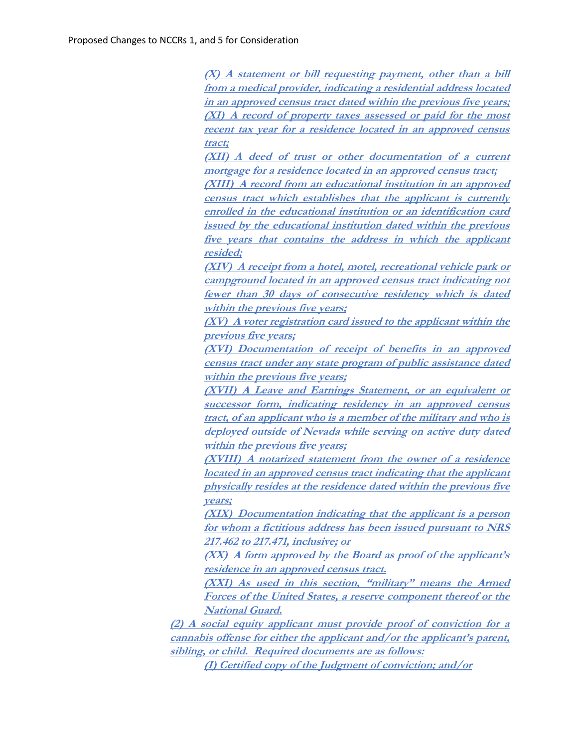***(X) A statement or bill requesting payment, other than a bill from a medical provider, indicating a residential address located in an approved census tract dated within the previous five years;***

***(XI) A record of property taxes assessed or paid for the most recent tax year for a residence located in an approved census tract;***

***(XII) A deed of trust or other documentation of a current mortgage for a residence located in an approved census tract;***

***(XIII) A record from an educational institution in an approved census tract which establishes that the applicant is currently enrolled in the educational institution or an identification card issued by the educational institution dated within the previous five years that contains the address in which the applicant resided;***

***(XIV) A receipt from a hotel, motel, recreational vehicle park or campground located in an approved census tract indicating not fewer than 30 days of consecutive residency which is dated within the previous five years;***

***(XV) A voter registration card issued to the applicant within the previous five years;***

***(XVI) Documentation of receipt of benefits in an approved census tract under any state program of public assistance dated within the previous five years;***

***(XVII) A Leave and Earnings Statement, or an equivalent or successor form, indicating residency in an approved census tract, of an applicant who is a member of the military and who is deployed outside of Nevada while serving on active duty dated within the previous five years;***

***(XVIII) A notarized statement from the owner of a residence located in an approved census tract indicating that the applicant physically resides at the residence dated within the previous five years;***

***(XIX) Documentation indicating that the applicant is a person for whom a fictitious address has been issued pursuant to NRS 217.462 to 217.471, inclusive; or***

***(XX) A form approved by the Board as proof of the applicant's residence in an approved census tract.***

***(XXI) As used in this section, "military" means the Armed Forces of the United States, a reserve component thereof or the National Guard.***

***(2) A social equity applicant must provide proof of conviction for a cannabis offense for either the applicant and/or the applicant's parent, sibling, or child. Required documents are as follows:***

***(I) Certified copy of the Judgment of conviction; and/or***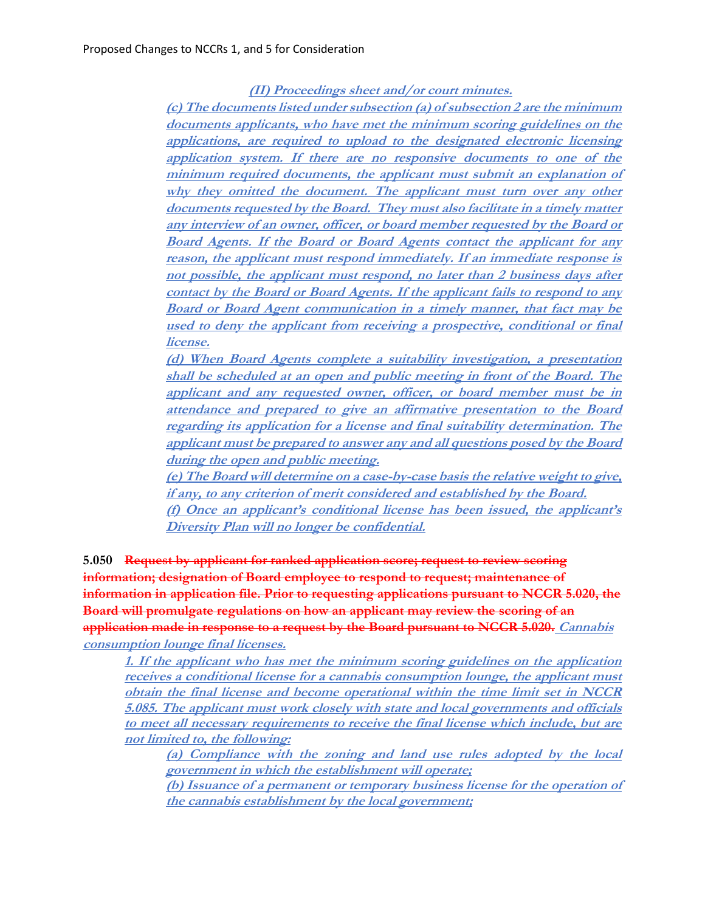*(II) Proceedings sheet and/or court minutes.*

*(c) The documents listed under subsection (a) of subsection 2 are the minimum documents applicants, who have met the minimum scoring guidelines on the applications, are required to upload to the designated electronic licensing application system. If there are no responsive documents to one of the minimum required documents, the applicant must submit an explanation of why they omitted the document. The applicant must turn over any other documents requested by the Board. They must also facilitate in a timely matter any interview of an owner, officer, or board member requested by the Board or Board Agents. If the Board or Board Agents contact the applicant for any reason, the applicant must respond immediately. If an immediate response is not possible, the applicant must respond, no later than 2 business days after contact by the Board or Board Agents. If the applicant fails to respond to any Board or Board Agent communication in a timely manner, that fact may be used to deny the applicant from receiving a prospective, conditional or final license.*

*(d) When Board Agents complete a suitability investigation, a presentation shall be scheduled at an open and public meeting in front of the Board. The applicant and any requested owner, officer, or board member must be in attendance and prepared to give an affirmative presentation to the Board regarding its application for a license and final suitability determination. The applicant must be prepared to answer any and all questions posed by the Board during the open and public meeting.*

*(e) The Board will determine on a case-by-case basis the relative weight to give, if any, to any criterion of merit considered and established by the Board.*

*(f) Once an applicant's conditional license has been issued, the applicant's Diversity Plan will no longer be confidential.*

**5.050** ~~**Request by applicant for ranked application score; request to review scoring information; designation of Board employee to respond to request; maintenance of information in application file. Prior to requesting applications pursuant to NCCR 5.020, the Board will promulgate regulations on how an applicant may review the scoring of an application made in response to a request by the Board pursuant to NCCR 5.020.**~~ *Cannabis consumption lounge final licenses.*

*1. If the applicant who has met the minimum scoring guidelines on the application receives a conditional license for a cannabis consumption lounge, the applicant must obtain the final license and become operational within the time limit set in NCCR 5.085. The applicant must work closely with state and local governments and officials to meet all necessary requirements to receive the final license which include, but are not limited to, the following:*

*(a) Compliance with the zoning and land use rules adopted by the local government in which the establishment will operate;*

*(b) Issuance of a permanent or temporary business license for the operation of the cannabis establishment by the local government;*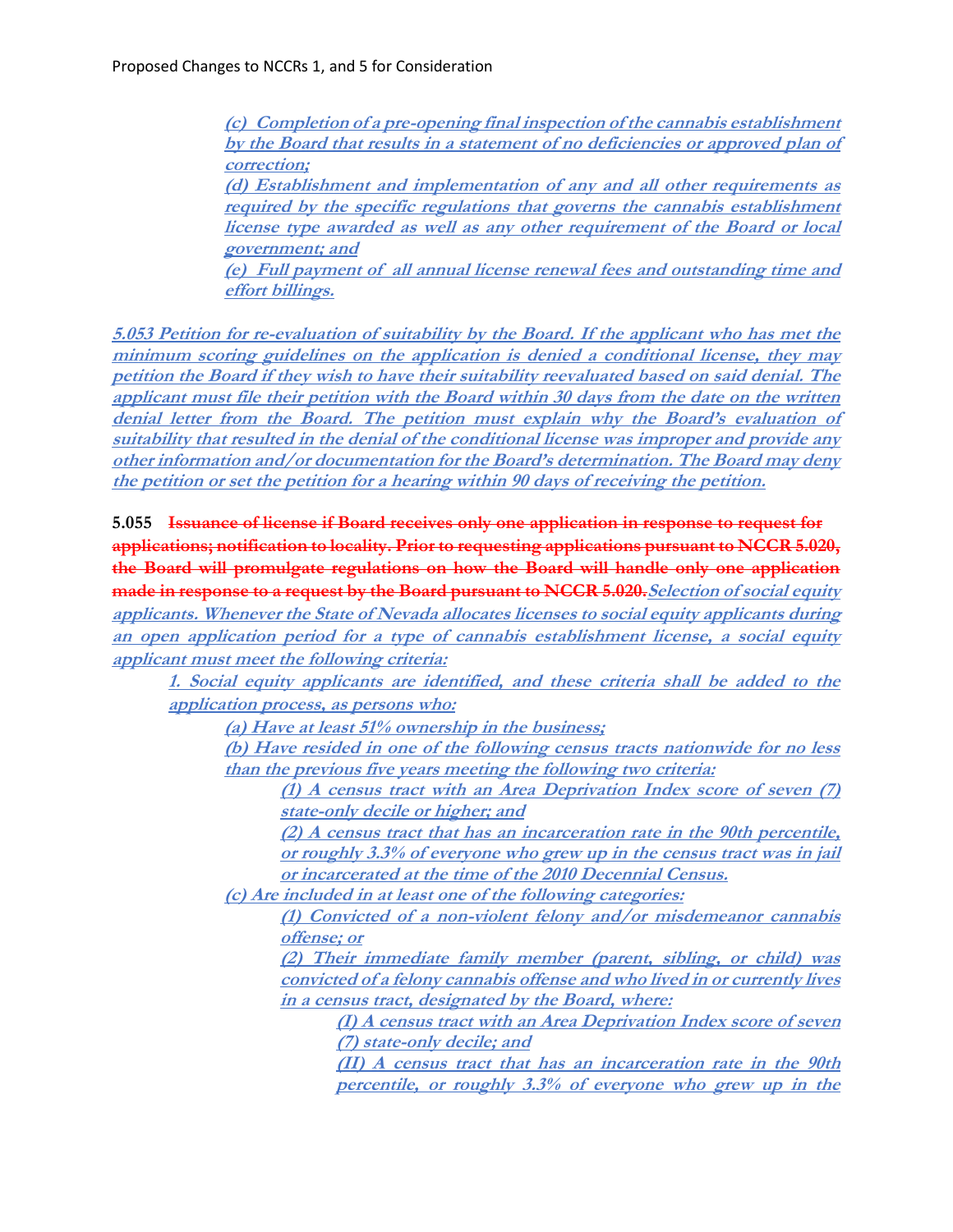*(c) Completion of a pre-opening final inspection of the cannabis establishment by the Board that results in a statement of no deficiencies or approved plan of correction;*

*(d) Establishment and implementation of any and all other requirements as required by the specific regulations that governs the cannabis establishment license type awarded as well as any other requirement of the Board or local government; and*

*(e) Full payment of all annual license renewal fees and outstanding time and effort billings.*

**5.053 Petition for re-evaluation of suitability by the Board. If the applicant who has met the minimum scoring guidelines on the application is denied a conditional license, they may petition the Board if they wish to have their suitability reevaluated based on said denial. The applicant must file their petition with the Board within 30 days from the date on the written denial letter from the Board. The petition must explain why the Board's evaluation of suitability that resulted in the denial of the conditional license was improper and provide any other information and/or documentation for the Board's determination. The Board may deny the petition or set the petition for a hearing within 90 days of receiving the petition.**

**5.055** ~~**Issuance of license if Board receives only one application in response to request for applications; notification to locality. Prior to requesting applications pursuant to NCCR 5.020, the Board will promulgate regulations on how the Board will handle only one application made in response to a request by the Board pursuant to NCCR 5.020.**~~ ***Selection of social equity applicants. Whenever the State of Nevada allocates licenses to social equity applicants during an open application period for a type of cannabis establishment license, a social equity applicant must meet the following criteria:***

*1. Social equity applicants are identified, and these criteria shall be added to the application process, as persons who:*

*(a) Have at least 51% ownership in the business;*

*(b) Have resided in one of the following census tracts nationwide for no less than the previous five years meeting the following two criteria:*

*(1) A census tract with an Area Deprivation Index score of seven (7) state-only decile or higher; and*

*(2) A census tract that has an incarceration rate in the 90th percentile, or roughly 3.3% of everyone who grew up in the census tract was in jail or incarcerated at the time of the 2010 Decennial Census.*

*(c) Are included in at least one of the following categories:*

*(1) Convicted of a non-violent felony and/or misdemeanor cannabis offense; or*

*(2) Their immediate family member (parent, sibling, or child) was convicted of a felony cannabis offense and who lived in or currently lives in a census tract, designated by the Board, where:*

*(I) A census tract with an Area Deprivation Index score of seven (7) state-only decile; and*

*(II) A census tract that has an incarceration rate in the 90th percentile, or roughly 3.3% of everyone who grew up in the*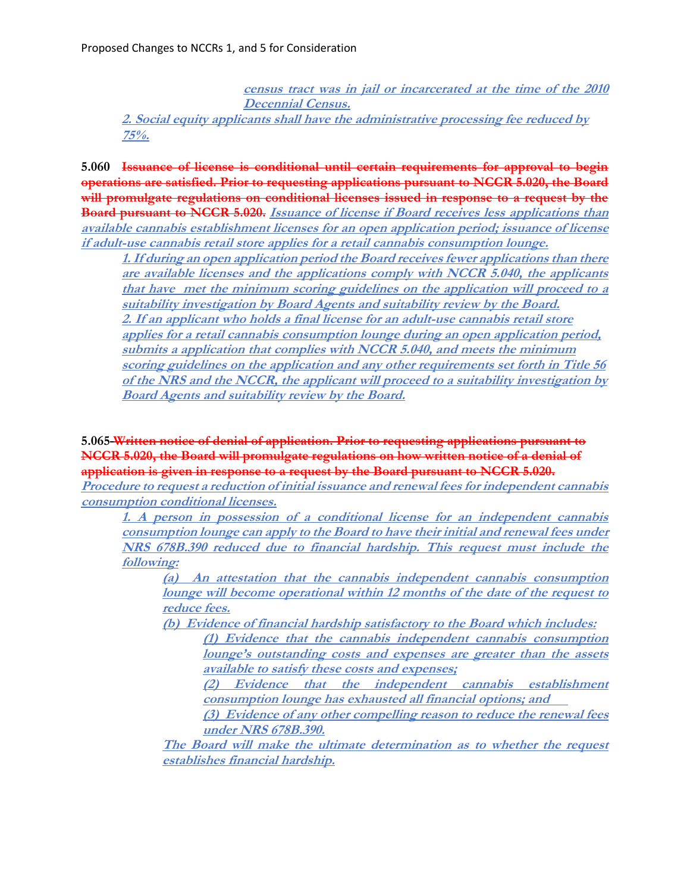*census tract was in jail or incarcerated at the time of the 2010 Decennial Census.*

*2. Social equity applicants shall have the administrative processing fee reduced by 75%.*

**5.060** ~~**Issuance of license is conditional until certain requirements for approval to begin operations are satisfied. Prior to requesting applications pursuant to NCCR 5.020, the Board will promulgate regulations on conditional licenses issued in response to a request by the Board pursuant to NCCR 5.020.**~~ ***Issuance of license if Board receives less applications than available cannabis establishment licenses for an open application period; issuance of license if adult-use cannabis retail store applies for a retail cannabis consumption lounge.***

*1. If during an open application period the Board receives fewer applications than there are available licenses and the applications comply with NCCR 5.040, the applicants that have met the minimum scoring guidelines on the application will proceed to a suitability investigation by Board Agents and suitability review by the Board.*

*2. If an applicant who holds a final license for an adult-use cannabis retail store applies for a retail cannabis consumption lounge during an open application period, submits a application that complies with NCCR 5.040, and meets the minimum scoring guidelines on the application and any other requirements set forth in Title 56 of the NRS and the NCCR, the applicant will proceed to a suitability investigation by Board Agents and suitability review by the Board.*

**5.065** ~~**Written notice of denial of application. Prior to requesting applications pursuant to NCCR 5.020, the Board will promulgate regulations on how written notice of a denial of application is given in response to a request by the Board pursuant to NCCR 5.020.**~~ ***Procedure to request a reduction of initial issuance and renewal fees for independent cannabis consumption conditional licenses.***

*1. A person in possession of a conditional license for an independent cannabis consumption lounge can apply to the Board to have their initial and renewal fees under NRS 678B.390 reduced due to financial hardship. This request must include the following:*

*(a) An attestation that the cannabis independent cannabis consumption lounge will become operational within 12 months of the date of the request to reduce fees.*

*(b) Evidence of financial hardship satisfactory to the Board which includes:*

*(1) Evidence that the cannabis independent cannabis consumption lounge's outstanding costs and expenses are greater than the assets available to satisfy these costs and expenses;*

*(2) Evidence that the independent cannabis establishment consumption lounge has exhausted all financial options; and*

*(3) Evidence of any other compelling reason to reduce the renewal fees under NRS 678B.390.*

*The Board will make the ultimate determination as to whether the request establishes financial hardship.*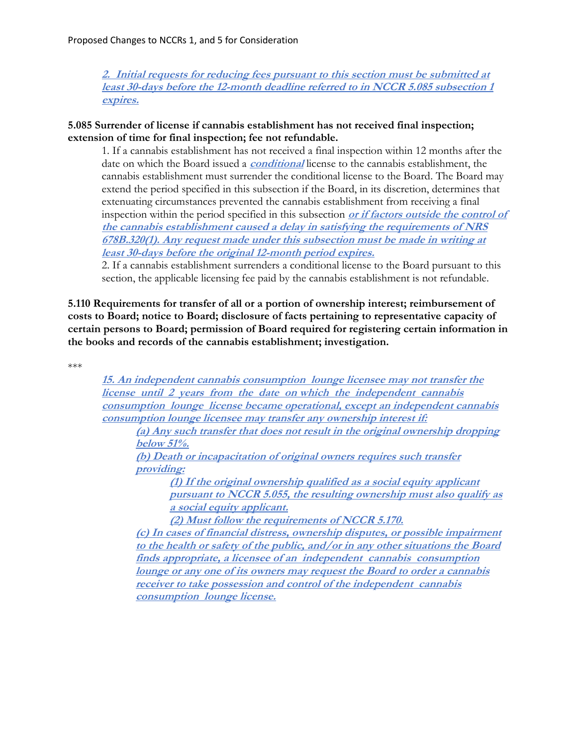***2. Initial requests for reducing fees pursuant to this section must be submitted at least 30-days before the 12-month deadline referred to in NCCR 5.085 subsection 1 expires.***

**5.085 Surrender of license if cannabis establishment has not received final inspection; extension of time for final inspection; fee not refundable.**

1. If a cannabis establishment has not received a final inspection within 12 months after the date on which the Board issued a ***conditional*** license to the cannabis establishment, the cannabis establishment must surrender the conditional license to the Board. The Board may extend the period specified in this subsection if the Board, in its discretion, determines that extenuating circumstances prevented the cannabis establishment from receiving a final inspection within the period specified in this subsection ***or if factors outside the control of the cannabis establishment caused a delay in satisfying the requirements of NRS 678B.320(1). Any request made under this subsection must be made in writing at least 30-days before the original 12-month period expires.***
2. If a cannabis establishment surrenders a conditional license to the Board pursuant to this section, the applicable licensing fee paid by the cannabis establishment is not refundable.

**5.110 Requirements for transfer of all or a portion of ownership interest; reimbursement of costs to Board; notice to Board; disclosure of facts pertaining to representative capacity of certain persons to Board; permission of Board required for registering certain information in the books and records of the cannabis establishment; investigation.**

***

***15. An independent cannabis consumption lounge licensee may not transfer the license until 2 years from the date on which the independent cannabis consumption lounge license became operational, except an independent cannabis consumption lounge licensee may transfer any ownership interest if:***

- ***(a) Any such transfer that does not result in the original ownership dropping below 51%.***
- ***(b) Death or incapacitation of original owners requires such transfer providing:***
  - ***(1) If the original ownership qualified as a social equity applicant pursuant to NCCR 5.055, the resulting ownership must also qualify as a social equity applicant.***
  - ***(2) Must follow the requirements of NCCR 5.170.***
- ***(c) In cases of financial distress, ownership disputes, or possible impairment to the health or safety of the public, and/or in any other situations the Board finds appropriate, a licensee of an independent cannabis consumption lounge or any one of its owners may request the Board to order a cannabis receiver to take possession and control of the independent cannabis consumption lounge license.***